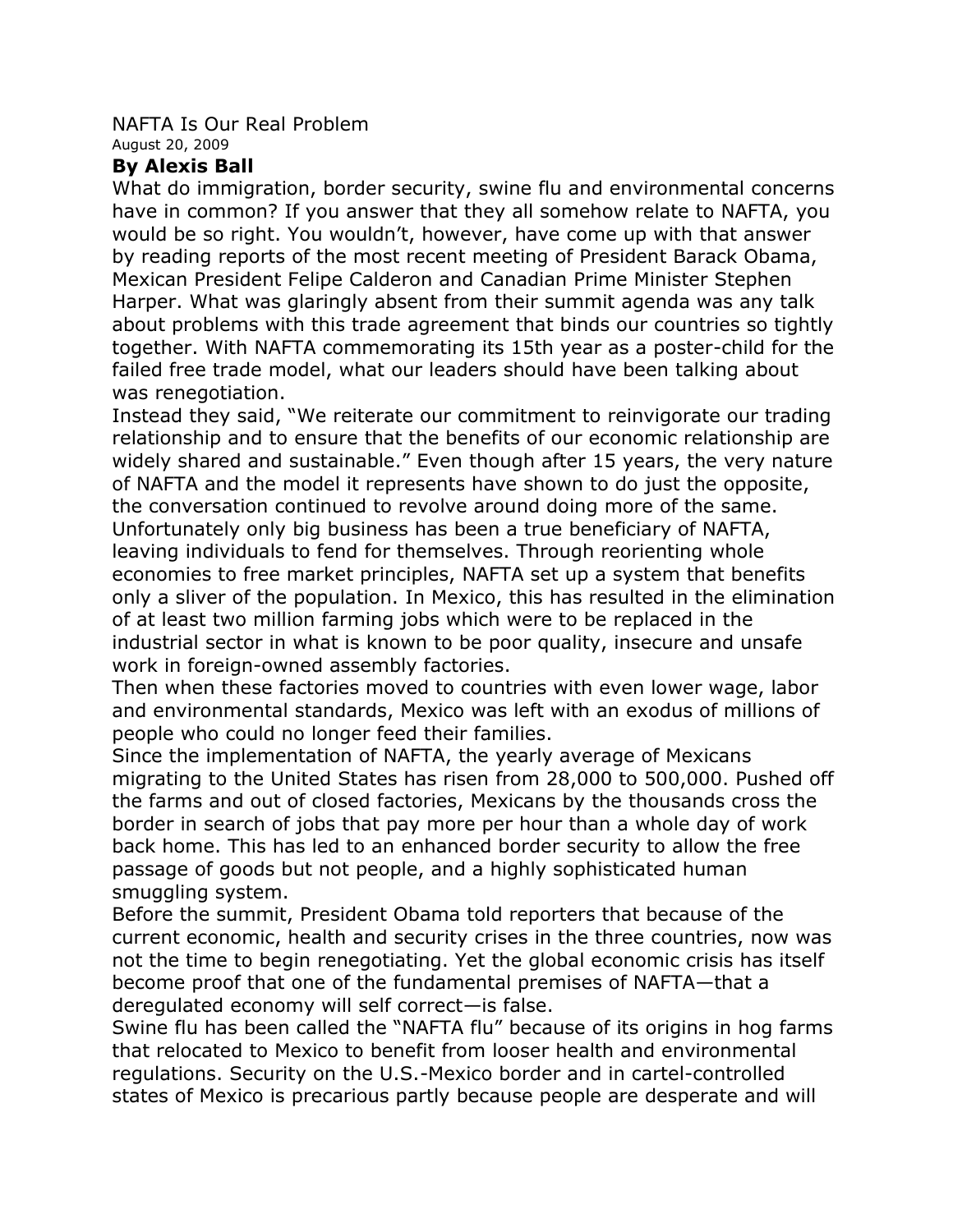# NAFTA Is Our Real Problem

August 20, 2009

**By Alexis Ball**

What do immigration, border security, swine flu and environmental concerns have in common? If you answer that they all somehow relate to NAFTA, you would be so right. You wouldn't, however, have come up with that answer by reading reports of the most recent meeting of President Barack Obama, Mexican President Felipe Calderon and Canadian Prime Minister Stephen Harper. What was glaringly absent from their summit agenda was any talk about problems with this trade agreement that binds our countries so tightly together. With NAFTA commemorating its 15th year as a poster-child for the failed free trade model, what our leaders should have been talking about was renegotiation.

Instead they said, "We reiterate our commitment to reinvigorate our trading relationship and to ensure that the benefits of our economic relationship are widely shared and sustainable." Even though after 15 years, the very nature of NAFTA and the model it represents have shown to do just the opposite, the conversation continued to revolve around doing more of the same.

Unfortunately only big business has been a true beneficiary of NAFTA, leaving individuals to fend for themselves. Through reorienting whole economies to free market principles, NAFTA set up a system that benefits only a sliver of the population. In Mexico, this has resulted in the elimination of at least two million farming jobs which were to be replaced in the industrial sector in what is known to be poor quality, insecure and unsafe work in foreign-owned assembly factories.

Then when these factories moved to countries with even lower wage, labor and environmental standards, Mexico was left with an exodus of millions of people who could no longer feed their families.

Since the implementation of NAFTA, the yearly average of Mexicans migrating to the United States has risen from 28,000 to 500,000. Pushed off the farms and out of closed factories, Mexicans by the thousands cross the border in search of jobs that pay more per hour than a whole day of work back home. This has led to an enhanced border security to allow the free passage of goods but not people, and a highly sophisticated human smuggling system.

Before the summit, President Obama told reporters that because of the current economic, health and security crises in the three countries, now was not the time to begin renegotiating. Yet the global economic crisis has itself become proof that one of the fundamental premises of NAFTA—that a deregulated economy will self correct—is false.

Swine flu has been called the "NAFTA flu" because of its origins in hog farms that relocated to Mexico to benefit from looser health and environmental regulations. Security on the U.S.-Mexico border and in cartel-controlled states of Mexico is precarious partly because people are desperate and will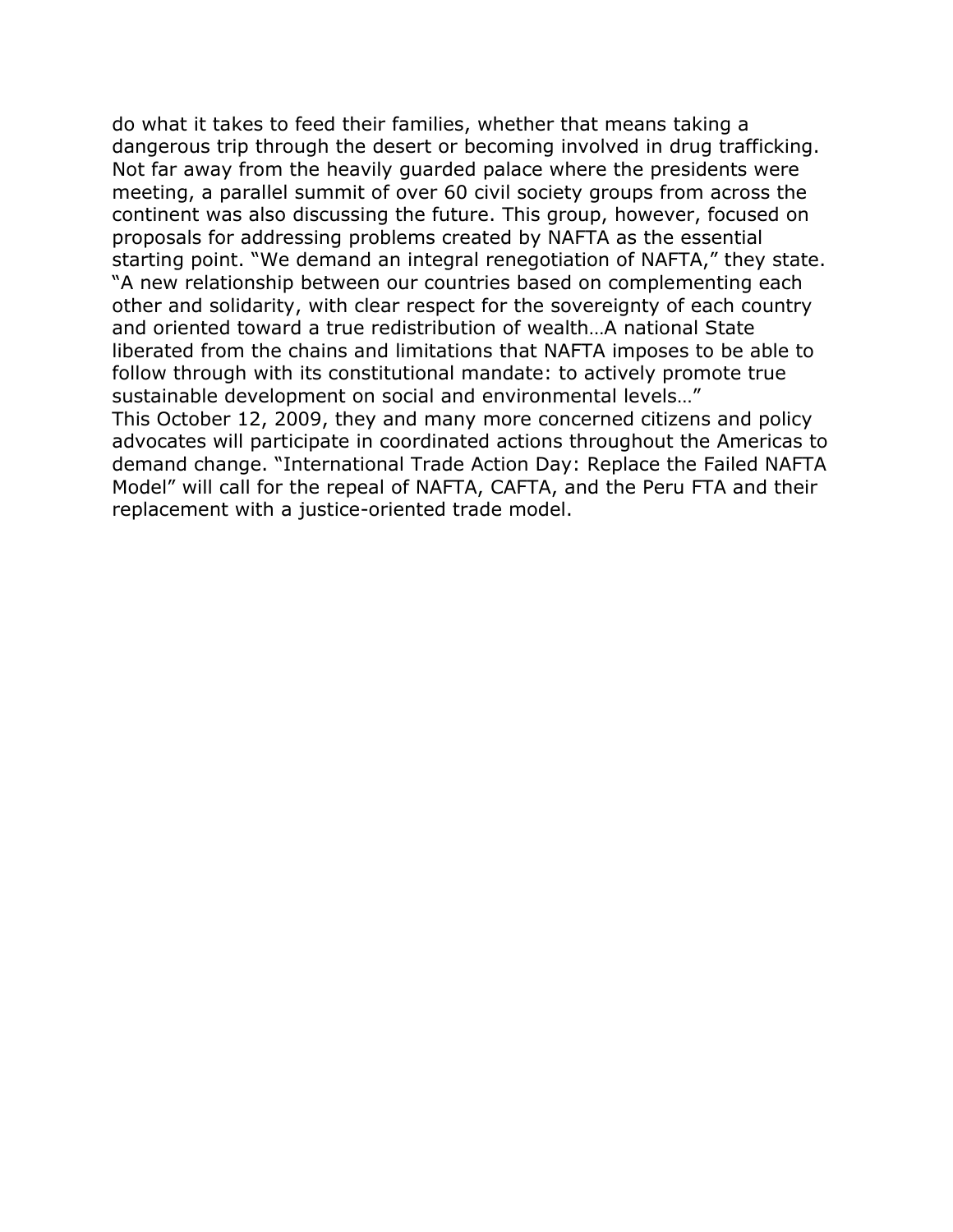do what it takes to feed their families, whether that means taking a dangerous trip through the desert or becoming involved in drug trafficking.

Not far away from the heavily guarded palace where the presidents were meeting, a parallel summit of over 60 civil society groups from across the continent was also discussing the future. This group, however, focused on proposals for addressing problems created by NAFTA as the essential starting point. "We demand an integral renegotiation of NAFTA," they state. "A new relationship between our countries based on complementing each other and solidarity, with clear respect for the sovereignty of each country and oriented toward a true redistribution of wealth…A national State liberated from the chains and limitations that NAFTA imposes to be able to follow through with its constitutional mandate: to actively promote true sustainable development on social and environmental levels…"

This October 12, 2009, they and many more concerned citizens and policy advocates will participate in coordinated actions throughout the Americas to demand change. "International Trade Action Day: Replace the Failed NAFTA Model" will call for the repeal of NAFTA, CAFTA, and the Peru FTA and their replacement with a justice-oriented trade model.